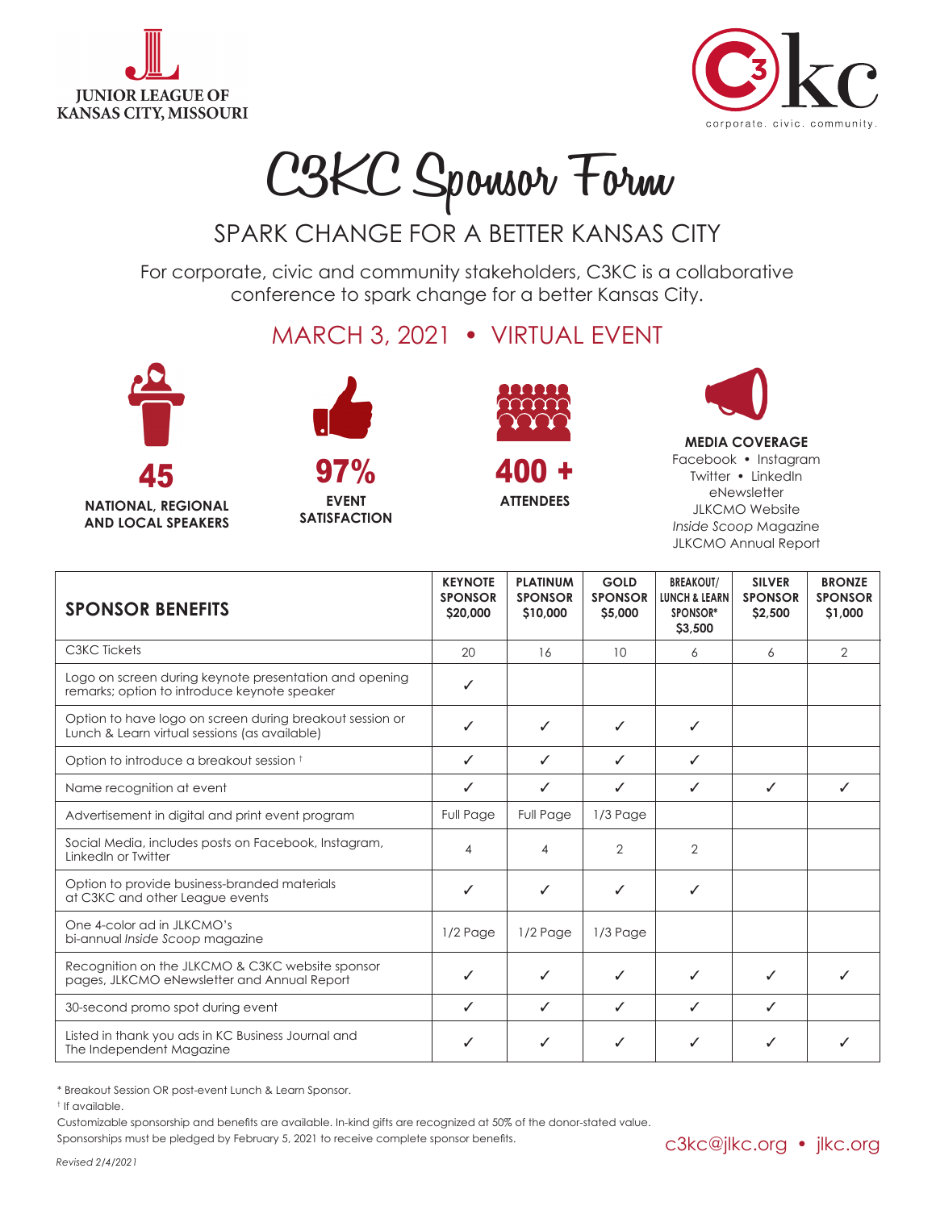JUNIOR LEAGUE OF KANSAS CITY, MISSOURI

C3KC corporate. civic. community.

# C3KC Sponsor Form

## SPARK CHANGE FOR A BETTER KANSAS CITY

For corporate, civic and community stakeholders, C3KC is a collaborative conference to spark change for a better Kansas City.

### MARCH 3, 2021 • VIRTUAL EVENT

**45**
**NATIONAL, REGIONAL AND LOCAL SPEAKERS**

**97%**
**EVENT SATISFACTION**

**400 +**
**ATTENDEES**

**MEDIA COVERAGE**
Facebook • Instagram
Twitter • LinkedIn
eNewsletter
JLKCMO Website
*Inside Scoop* Magazine
JLKCMO Annual Report

| SPONSOR BENEFITS | KEYNOTE SPONSOR $20,000 | PLATINUM SPONSOR $10,000 | GOLD SPONSOR $5,000 | BREAKOUT/ LUNCH & LEARN SPONSOR* $3,500 | SILVER SPONSOR $2,500 | BRONZE SPONSOR $1,000 |
|---|---|---|---|---|---|---|
| C3KC Tickets | 20 | 16 | 10 | 6 | 6 | 2 |
| Logo on screen during keynote presentation and opening remarks; option to introduce keynote speaker | ✓ | | | | | |
| Option to have logo on screen during breakout session or Lunch & Learn virtual sessions (as available) | ✓ | ✓ | ✓ | ✓ | | |
| Option to introduce a breakout session † | ✓ | ✓ | ✓ | ✓ | | |
| Name recognition at event | ✓ | ✓ | ✓ | ✓ | ✓ | ✓ |
| Advertisement in digital and print event program | Full Page | Full Page | 1/3 Page | | | |
| Social Media, includes posts on Facebook, Instagram, LinkedIn or Twitter | 4 | 4 | 2 | 2 | | |
| Option to provide business-branded materials at C3KC and other League events | ✓ | ✓ | ✓ | ✓ | | |
| One 4-color ad in JLKCMO's bi-annual *Inside Scoop* magazine | 1/2 Page | 1/2 Page | 1/3 Page | | | |
| Recognition on the JLKCMO & C3KC website sponsor pages, JLKCMO eNewsletter and Annual Report | ✓ | ✓ | ✓ | ✓ | ✓ | ✓ |
| 30-second promo spot during event | ✓ | ✓ | ✓ | ✓ | ✓ | |
| Listed in thank you ads in KC Business Journal and The Independent Magazine | ✓ | ✓ | ✓ | ✓ | ✓ | ✓ |

* Breakout Session OR post-event Lunch & Learn Sponsor.

† If available.

Customizable sponsorship and benefits are available. In-kind gifts are recognized at 50% of the donor-stated value.

Sponsorships must be pledged by February 5, 2021 to receive complete sponsor benefits.

c3kc@jlkc.org • jlkc.org

*Revised 2/4/2021*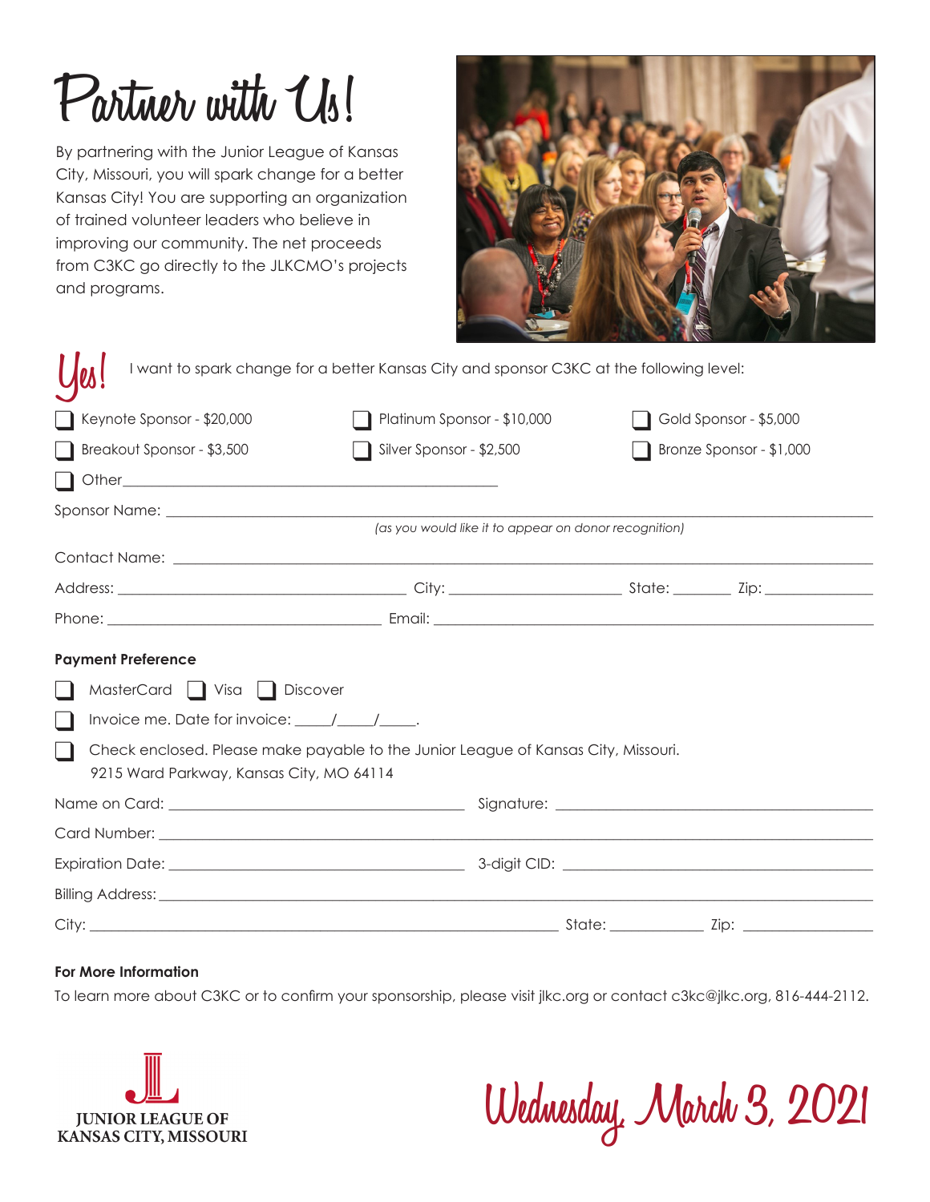# Partner with Us!

By partnering with the Junior League of Kansas City, Missouri, you will spark change for a better Kansas City! You are supporting an organization of trained volunteer leaders who believe in improving our community. The net proceeds from C3KC go directly to the JLKCMO's projects and programs.

**Yes!** I want to spark change for a better Kansas City and sponsor C3KC at the following level:

- ☐ Keynote Sponsor - $20,000
- ☐ Platinum Sponsor - $10,000
- ☐ Gold Sponsor - $5,000
- ☐ Breakout Sponsor - $3,500
- ☐ Silver Sponsor - $2,500
- ☐ Bronze Sponsor - $1,000
- ☐ Other________________________________

Sponsor Name: ________________________________
*(as you would like it to appear on donor recognition)*

Contact Name: ________________________________

Address: ____________________ City: ____________________ State: ________ Zip: ____________

Phone: ____________________ Email: ____________________

**Payment Preference**

- ☐ MasterCard ☐ Visa ☐ Discover
- ☐ Invoice me. Date for invoice: _____/_____/_____.
- ☐ Check enclosed. Please make payable to the Junior League of Kansas City, Missouri.
  9215 Ward Parkway, Kansas City, MO 64114

Name on Card: ____________________ Signature: ____________________

Card Number: ________________________________

Expiration Date: ____________________ 3-digit CID: ____________________

Billing Address: ________________________________

City: ____________________ State: ____________ Zip: ____________

**For More Information**

To learn more about C3KC or to confirm your sponsorship, please visit jlkc.org or contact c3kc@jlkc.org, 816-444-2112.

JUNIOR LEAGUE OF KANSAS CITY, MISSOURI

Wednesday, March 3, 2021